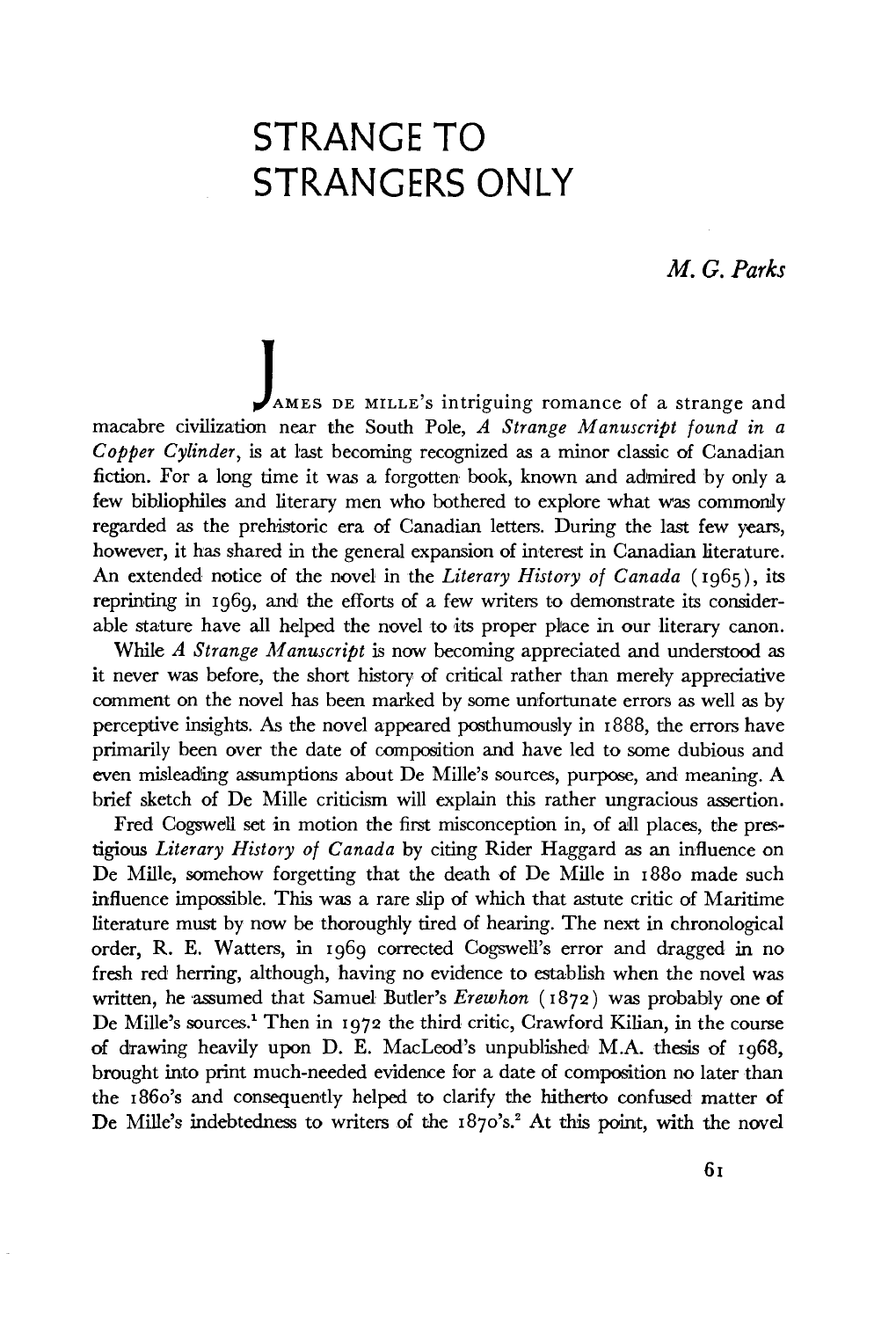# STRANGE TO STRANGERS ONLY

*M. G. Parks*

JAMES DE MILLE's intriguing romance of a strange and macabre civilization near the South Pole, *A Strange Manuscript found in a Copper Cylinder*, is at last becoming recognized as a minor classic of Canadian fiction. For a long time it was a forgotten book, known and admired by only a few bibliophiles and literary men who bothered to explore what was commonly regarded as the prehistoric era of Canadian letters. During the last few years, however, it has shared in the general expansion of interest in Canadian literature. An extended notice of the novel in the *Literary History of Canada* (1965), its reprinting in 1969, and the efforts of a few writers to demonstrate its considerable stature have all helped the novel to its proper place in our literary canon.

While *A Strange Manuscript* is now becoming appreciated and understood as it never was before, the short history of critical rather than merely appreciative comment on the novel has been marked by some unfortunate errors as well as by perceptive insights. As the novel appeared posthumously in 1888, the errors have primarily been over the date of composition and have led to some dubious and even misleading assumptions about De Mille's sources, purpose, and meaning. A brief sketch of De Mille criticism will explain this rather ungracious assertion.

Fred Cogswell set in motion the first misconception in, of all places, the prestigious *Literary History of Canada* by citing Rider Haggard as an influence on De Mille, somehow forgetting that the death of De Mille in 1880 made such influence impossible. This was a rare slip of which that astute critic of Maritime literature must by now be thoroughly tired of hearing. The next in chronological order, R. E. Watters, in 1969 corrected Cogswell's error and dragged in no fresh red herring, although, having no evidence to establish when the novel was written, he assumed that Samuel Butler's *Erewhon* (1872) was probably one of De Mille's sources.[1] Then in 1972 the third critic, Crawford Kilian, in the course of drawing heavily upon D. E. MacLeod's unpublished M.A. thesis of 1968, brought into print much-needed evidence for a date of composition no later than the 1860's and consequently helped to clarify the hitherto confused matter of De Mille's indebtedness to writers of the 1870's.[2] At this point, with the novel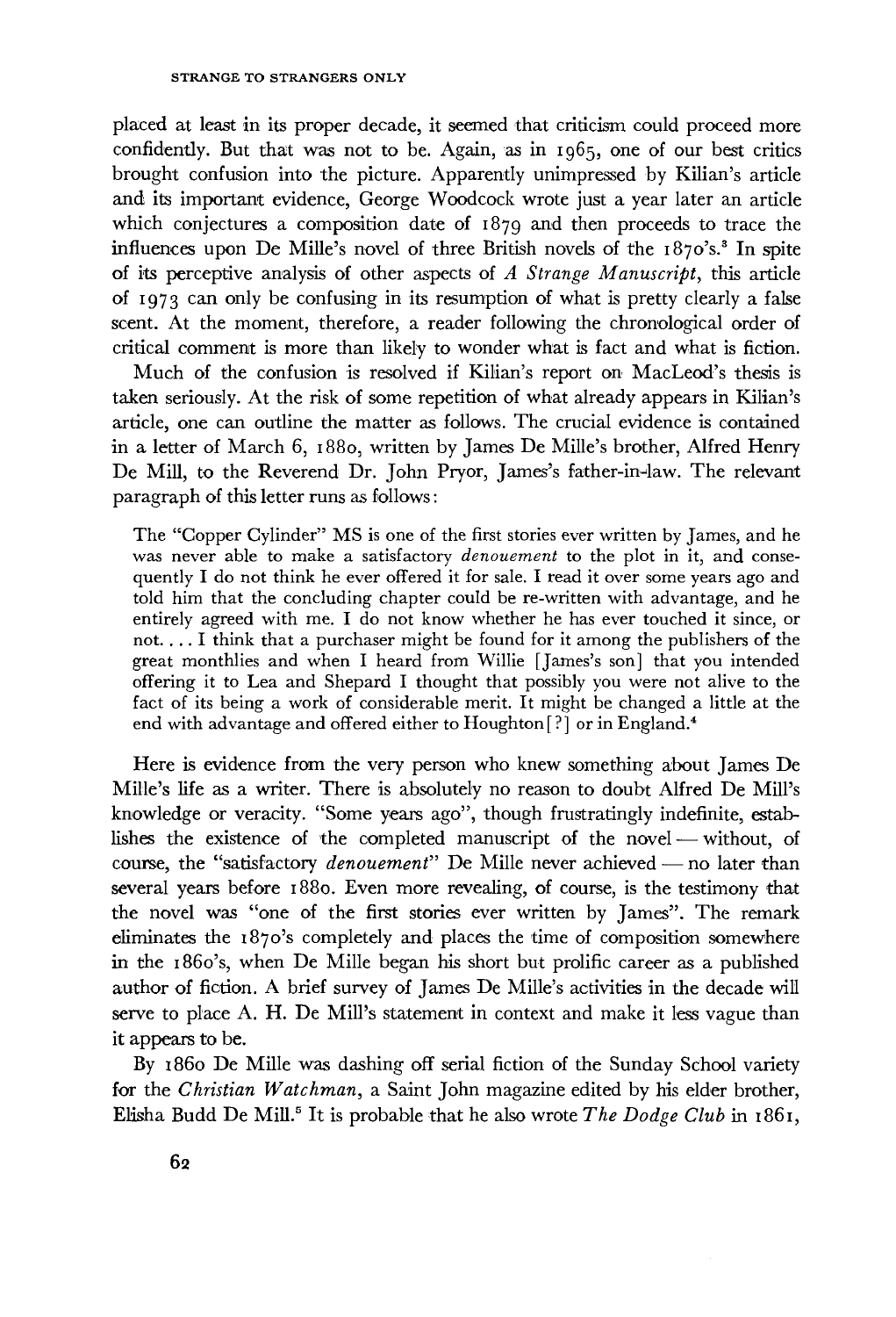placed at least in its proper decade, it seemed that criticism could proceed more confidently. But that was not to be. Again, as in 1965, one of our best critics brought confusion into the picture. Apparently unimpressed by Kilian's article and its important evidence, George Woodcock wrote just a year later an article which conjectures a composition date of 1879 and then proceeds to trace the influences upon De Mille's novel of three British novels of the 1870's.[3] In spite of its perceptive analysis of other aspects of *A Strange Manuscript*, this article of 1973 can only be confusing in its resumption of what is pretty clearly a false scent. At the moment, therefore, a reader following the chronological order of critical comment is more than likely to wonder what is fact and what is fiction.

Much of the confusion is resolved if Kilian's report on MacLeod's thesis is taken seriously. At the risk of some repetition of what already appears in Kilian's article, one can outline the matter as follows. The crucial evidence is contained in a letter of March 6, 1880, written by James De Mille's brother, Alfred Henry De Mill, to the Reverend Dr. John Pryor, James's father-in-law. The relevant paragraph of this letter runs as follows:

> The "Copper Cylinder" MS is one of the first stories ever written by James, and he was never able to make a satisfactory *denouement* to the plot in it, and consequently I do not think he ever offered it for sale. I read it over some years ago and told him that the concluding chapter could be re-written with advantage, and he entirely agreed with me. I do not know whether he has ever touched it since, or not. . . . I think that a purchaser might be found for it among the publishers of the great monthlies and when I heard from Willie [James's son] that you intended offering it to Lea and Shepard I thought that possibly you were not alive to the fact of its being a work of considerable merit. It might be changed a little at the end with advantage and offered either to Houghton [?] or in England.[4]

Here is evidence from the very person who knew something about James De Mille's life as a writer. There is absolutely no reason to doubt Alfred De Mill's knowledge or veracity. "Some years ago", though frustratingly indefinite, establishes the existence of the completed manuscript of the novel — without, of course, the "satisfactory *denouement*" De Mille never achieved — no later than several years before 1880. Even more revealing, of course, is the testimony that the novel was "one of the first stories ever written by James". The remark eliminates the 1870's completely and places the time of composition somewhere in the 1860's, when De Mille began his short but prolific career as a published author of fiction. A brief survey of James De Mille's activities in the decade will serve to place A. H. De Mill's statement in context and make it less vague than it appears to be.

By 1860 De Mille was dashing off serial fiction of the Sunday School variety for the *Christian Watchman*, a Saint John magazine edited by his elder brother, Elisha Budd De Mill.[5] It is probable that he also wrote *The Dodge Club* in 1861,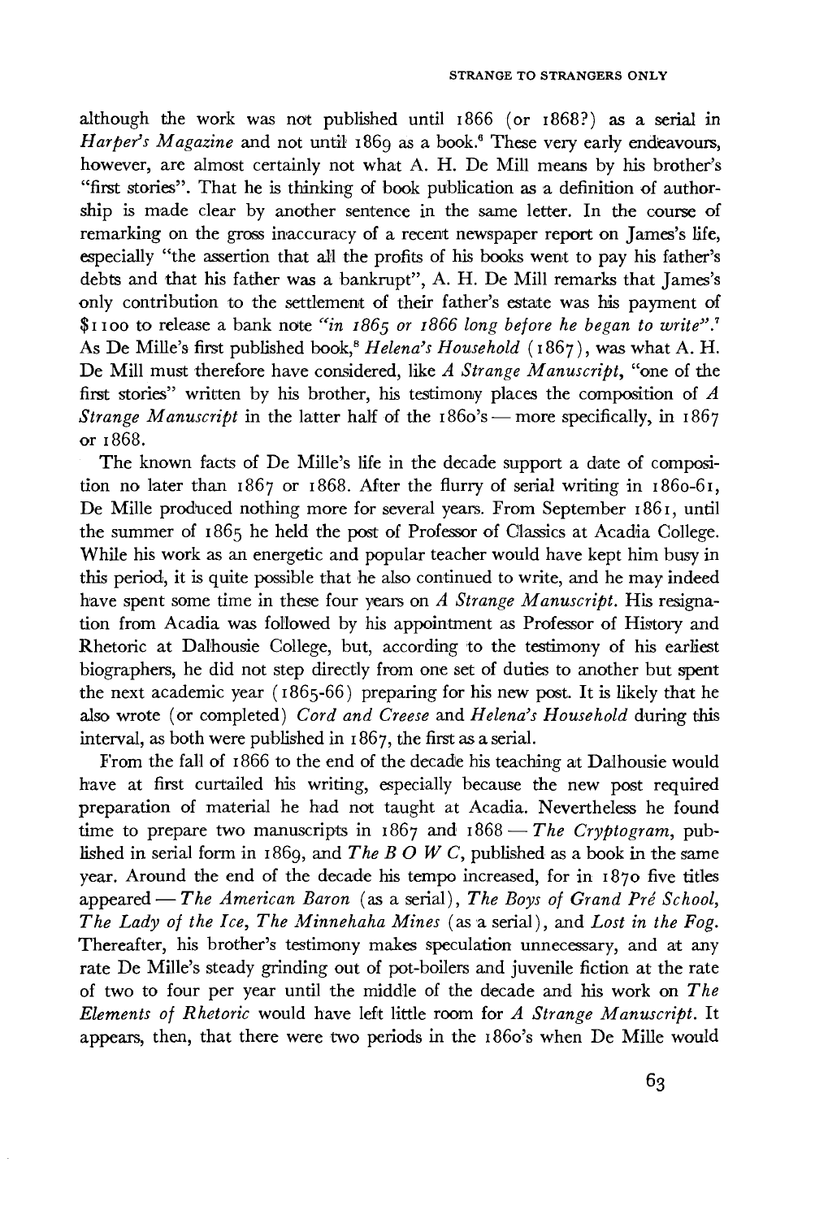although the work was not published until 1866 (or 1868?) as a serial in *Harper's Magazine* and not until 1869 as a book.[6] These very early endeavours, however, are almost certainly not what A. H. De Mill means by his brother's "first stories". That he is thinking of book publication as a definition of authorship is made clear by another sentence in the same letter. In the course of remarking on the gross inaccuracy of a recent newspaper report on James's life, especially "the assertion that all the profits of his books went to pay his father's debts and that his father was a bankrupt", A. H. De Mill remarks that James's only contribution to the settlement of their father's estate was his payment of $1100 to release a bank note *"in 1865 or 1866 long before he began to write"*.[7] As De Mille's first published book,[8] *Helena's Household* (1867), was what A. H. De Mill must therefore have considered, like *A Strange Manuscript*, "one of the first stories" written by his brother, his testimony places the composition of *A Strange Manuscript* in the latter half of the 1860's — more specifically, in 1867 or 1868.

The known facts of De Mille's life in the decade support a date of composition no later than 1867 or 1868. After the flurry of serial writing in 1860-61, De Mille produced nothing more for several years. From September 1861, until the summer of 1865 he held the post of Professor of Classics at Acadia College. While his work as an energetic and popular teacher would have kept him busy in this period, it is quite possible that he also continued to write, and he may indeed have spent some time in these four years on *A Strange Manuscript*. His resignation from Acadia was followed by his appointment as Professor of History and Rhetoric at Dalhousie College, but, according to the testimony of his earliest biographers, he did not step directly from one set of duties to another but spent the next academic year (1865-66) preparing for his new post. It is likely that he also wrote (or completed) *Cord and Creese* and *Helena's Household* during this interval, as both were published in 1867, the first as a serial.

From the fall of 1866 to the end of the decade his teaching at Dalhousie would have at first curtailed his writing, especially because the new post required preparation of material he had not taught at Acadia. Nevertheless he found time to prepare two manuscripts in 1867 and 1868 — *The Cryptogram*, published in serial form in 1869, and *The B O W C*, published as a book in the same year. Around the end of the decade his tempo increased, for in 1870 five titles appeared — *The American Baron* (as a serial), *The Boys of Grand Pré School*, *The Lady of the Ice*, *The Minnehaha Mines* (as a serial), and *Lost in the Fog*. Thereafter, his brother's testimony makes speculation unnecessary, and at any rate De Mille's steady grinding out of pot-boilers and juvenile fiction at the rate of two to four per year until the middle of the decade and his work on *The Elements of Rhetoric* would have left little room for *A Strange Manuscript*. It appears, then, that there were two periods in the 1860's when De Mille would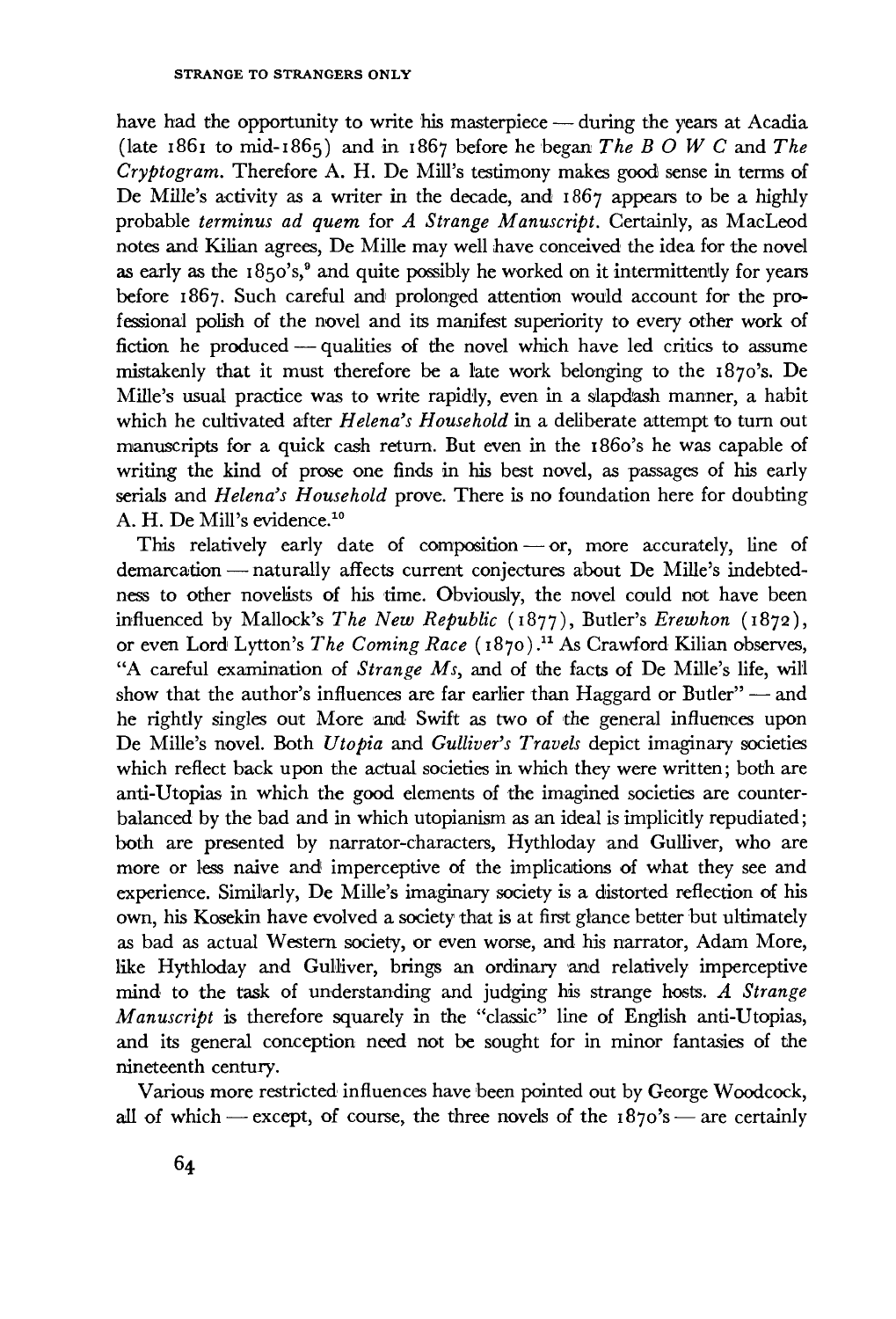have had the opportunity to write his masterpiece — during the years at Acadia (late 1861 to mid-1865) and in 1867 before he began *The B O W C* and *The Cryptogram*. Therefore A. H. De Mill's testimony makes good sense in terms of De Mille's activity as a writer in the decade, and 1867 appears to be a highly probable *terminus ad quem* for *A Strange Manuscript*. Certainly, as MacLeod notes and Kilian agrees, De Mille may well have conceived the idea for the novel as early as the 1850's,[9] and quite possibly he worked on it intermittently for years before 1867. Such careful and prolonged attention would account for the professional polish of the novel and its manifest superiority to every other work of fiction he produced — qualities of the novel which have led critics to assume mistakenly that it must therefore be a late work belonging to the 1870's. De Mille's usual practice was to write rapidly, even in a slapdash manner, a habit which he cultivated after *Helena's Household* in a deliberate attempt to turn out manuscripts for a quick cash return. But even in the 1860's he was capable of writing the kind of prose one finds in his best novel, as passages of his early serials and *Helena's Household* prove. There is no foundation here for doubting A. H. De Mill's evidence.[10]

This relatively early date of composition — or, more accurately, line of demarcation — naturally affects current conjectures about De Mille's indebtedness to other novelists of his time. Obviously, the novel could not have been influenced by Mallock's *The New Republic* (1877), Butler's *Erewhon* (1872), or even Lord Lytton's *The Coming Race* (1870).[11] As Crawford Kilian observes, "A careful examination of *Strange Ms*, and of the facts of De Mille's life, will show that the author's influences are far earlier than Haggard or Butler" — and he rightly singles out More and Swift as two of the general influences upon De Mille's novel. Both *Utopia* and *Gulliver's Travels* depict imaginary societies which reflect back upon the actual societies in which they were written; both are anti-Utopias in which the good elements of the imagined societies are counterbalanced by the bad and in which utopianism as an ideal is implicitly repudiated; both are presented by narrator-characters, Hythloday and Gulliver, who are more or less naive and imperceptive of the implications of what they see and experience. Similarly, De Mille's imaginary society is a distorted reflection of his own, his Kosekin have evolved a society that is at first glance better but ultimately as bad as actual Western society, or even worse, and his narrator, Adam More, like Hythloday and Gulliver, brings an ordinary and relatively imperceptive mind to the task of understanding and judging his strange hosts. *A Strange Manuscript* is therefore squarely in the "classic" line of English anti-Utopias, and its general conception need not be sought for in minor fantasies of the nineteenth century.

Various more restricted influences have been pointed out by George Woodcock, all of which — except, of course, the three novels of the 1870's — are certainly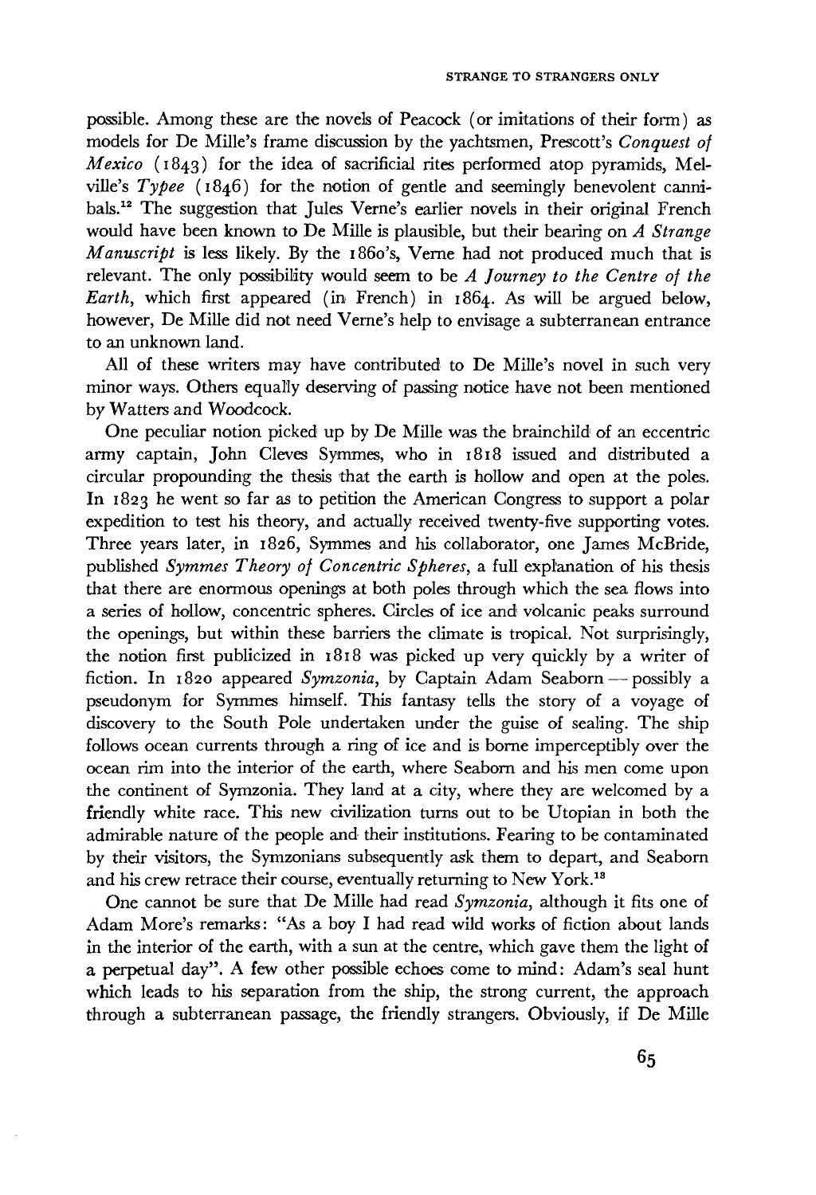possible. Among these are the novels of Peacock (or imitations of their form) as models for De Mille's frame discussion by the yachtsmen, Prescott's *Conquest of Mexico* (1843) for the idea of sacrificial rites performed atop pyramids, Melville's *Typee* (1846) for the notion of gentle and seemingly benevolent cannibals.[12] The suggestion that Jules Verne's earlier novels in their original French would have been known to De Mille is plausible, but their bearing on *A Strange Manuscript* is less likely. By the 1860's, Verne had not produced much that is relevant. The only possibility would seem to be *A Journey to the Centre of the Earth*, which first appeared (in French) in 1864. As will be argued below, however, De Mille did not need Verne's help to envisage a subterranean entrance to an unknown land.

All of these writers may have contributed to De Mille's novel in such very minor ways. Others equally deserving of passing notice have not been mentioned by Watters and Woodcock.

One peculiar notion picked up by De Mille was the brainchild of an eccentric army captain, John Cleves Symmes, who in 1818 issued and distributed a circular propounding the thesis that the earth is hollow and open at the poles. In 1823 he went so far as to petition the American Congress to support a polar expedition to test his theory, and actually received twenty-five supporting votes. Three years later, in 1826, Symmes and his collaborator, one James McBride, published *Symmes Theory of Concentric Spheres*, a full explanation of his thesis that there are enormous openings at both poles through which the sea flows into a series of hollow, concentric spheres. Circles of ice and volcanic peaks surround the openings, but within these barriers the climate is tropical. Not surprisingly, the notion first publicized in 1818 was picked up very quickly by a writer of fiction. In 1820 appeared *Symzonia*, by Captain Adam Seaborn — possibly a pseudonym for Symmes himself. This fantasy tells the story of a voyage of discovery to the South Pole undertaken under the guise of sealing. The ship follows ocean currents through a ring of ice and is borne imperceptibly over the ocean rim into the interior of the earth, where Seaborn and his men come upon the continent of Symzonia. They land at a city, where they are welcomed by a friendly white race. This new civilization turns out to be Utopian in both the admirable nature of the people and their institutions. Fearing to be contaminated by their visitors, the Symzonians subsequently ask them to depart, and Seaborn and his crew retrace their course, eventually returning to New York.[13]

One cannot be sure that De Mille had read *Symzonia*, although it fits one of Adam More's remarks: "As a boy I had read wild works of fiction about lands in the interior of the earth, with a sun at the centre, which gave them the light of a perpetual day". A few other possible echoes come to mind: Adam's seal hunt which leads to his separation from the ship, the strong current, the approach through a subterranean passage, the friendly strangers. Obviously, if De Mille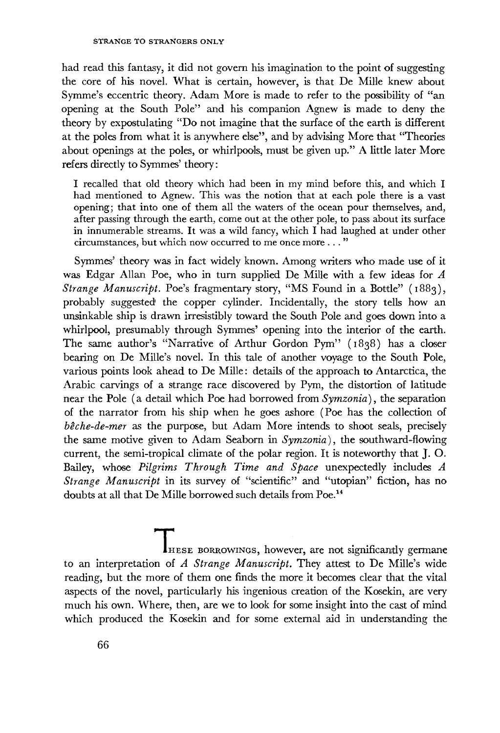had read this fantasy, it did not govern his imagination to the point of suggesting the core of his novel. What is certain, however, is that De Mille knew about Symme's eccentric theory. Adam More is made to refer to the possibility of "an opening at the South Pole" and his companion Agnew is made to deny the theory by expostulating "Do not imagine that the surface of the earth is different at the poles from what it is anywhere else", and by advising More that "Theories about openings at the poles, or whirlpools, must be given up." A little later More refers directly to Symmes' theory:

> I recalled that old theory which had been in my mind before this, and which I had mentioned to Agnew. This was the notion that at each pole there is a vast opening; that into one of them all the waters of the ocean pour themselves, and, after passing through the earth, come out at the other pole, to pass about its surface in innumerable streams. It was a wild fancy, which I had laughed at under other circumstances, but which now occurred to me once more . . ."

Symmes' theory was in fact widely known. Among writers who made use of it was Edgar Allan Poe, who in turn supplied De Mille with a few ideas for *A Strange Manuscript*. Poe's fragmentary story, "MS Found in a Bottle" (1883), probably suggested the copper cylinder. Incidentally, the story tells how an unsinkable ship is drawn irresistibly toward the South Pole and goes down into a whirlpool, presumably through Symmes' opening into the interior of the earth. The same author's "Narrative of Arthur Gordon Pym" (1838) has a closer bearing on De Mille's novel. In this tale of another voyage to the South Pole, various points look ahead to De Mille: details of the approach to Antarctica, the Arabic carvings of a strange race discovered by Pym, the distortion of latitude near the Pole (a detail which Poe had borrowed from *Symzonia*), the separation of the narrator from his ship when he goes ashore (Poe has the collection of *bêche-de-mer* as the purpose, but Adam More intends to shoot seals, precisely the same motive given to Adam Seaborn in *Symzonia*), the southward-flowing current, the semi-tropical climate of the polar region. It is noteworthy that J. O. Bailey, whose *Pilgrims Through Time and Space* unexpectedly includes *A Strange Manuscript* in its survey of "scientific" and "utopian" fiction, has no doubts at all that De Mille borrowed such details from Poe.[14]

THESE BORROWINGS, however, are not significantly germane to an interpretation of *A Strange Manuscript*. They attest to De Mille's wide reading, but the more of them one finds the more it becomes clear that the vital aspects of the novel, particularly his ingenious creation of the Kosekin, are very much his own. Where, then, are we to look for some insight into the cast of mind which produced the Kosekin and for some external aid in understanding the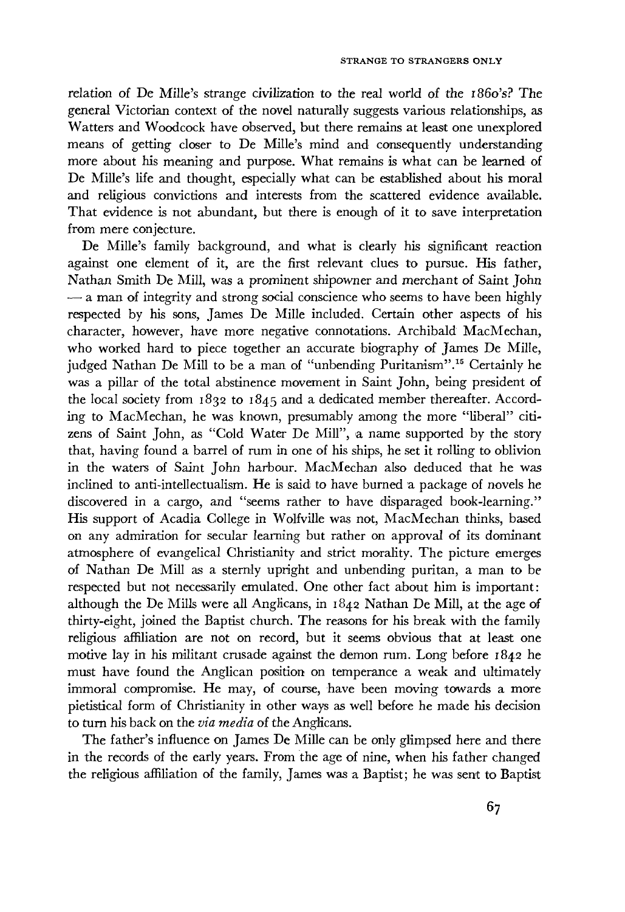relation of De Mille's strange civilization to the real world of the 1860's? The general Victorian context of the novel naturally suggests various relationships, as Watters and Woodcock have observed, but there remains at least one unexplored means of getting closer to De Mille's mind and consequently understanding more about his meaning and purpose. What remains is what can be learned of De Mille's life and thought, especially what can be established about his moral and religious convictions and interests from the scattered evidence available. That evidence is not abundant, but there is enough of it to save interpretation from mere conjecture.

De Mille's family background, and what is clearly his significant reaction against one element of it, are the first relevant clues to pursue. His father, Nathan Smith De Mill, was a prominent shipowner and merchant of Saint John — a man of integrity and strong social conscience who seems to have been highly respected by his sons, James De Mille included. Certain other aspects of his character, however, have more negative connotations. Archibald MacMechan, who worked hard to piece together an accurate biography of James De Mille, judged Nathan De Mill to be a man of "unbending Puritanism".[15] Certainly he was a pillar of the total abstinence movement in Saint John, being president of the local society from 1832 to 1845 and a dedicated member thereafter. According to MacMechan, he was known, presumably among the more "liberal" citizens of Saint John, as "Cold Water De Mill", a name supported by the story that, having found a barrel of rum in one of his ships, he set it rolling to oblivion in the waters of Saint John harbour. MacMechan also deduced that he was inclined to anti-intellectualism. He is said to have burned a package of novels he discovered in a cargo, and "seems rather to have disparaged book-learning." His support of Acadia College in Wolfville was not, MacMechan thinks, based on any admiration for secular learning but rather on approval of its dominant atmosphere of evangelical Christianity and strict morality. The picture emerges of Nathan De Mill as a sternly upright and unbending puritan, a man to be respected but not necessarily emulated. One other fact about him is important: although the De Mills were all Anglicans, in 1842 Nathan De Mill, at the age of thirty-eight, joined the Baptist church. The reasons for his break with the family religious affiliation are not on record, but it seems obvious that at least one motive lay in his militant crusade against the demon rum. Long before 1842 he must have found the Anglican position on temperance a weak and ultimately immoral compromise. He may, of course, have been moving towards a more pietistical form of Christianity in other ways as well before he made his decision to turn his back on the *via media* of the Anglicans.

The father's influence on James De Mille can be only glimpsed here and there in the records of the early years. From the age of nine, when his father changed the religious affiliation of the family, James was a Baptist; he was sent to Baptist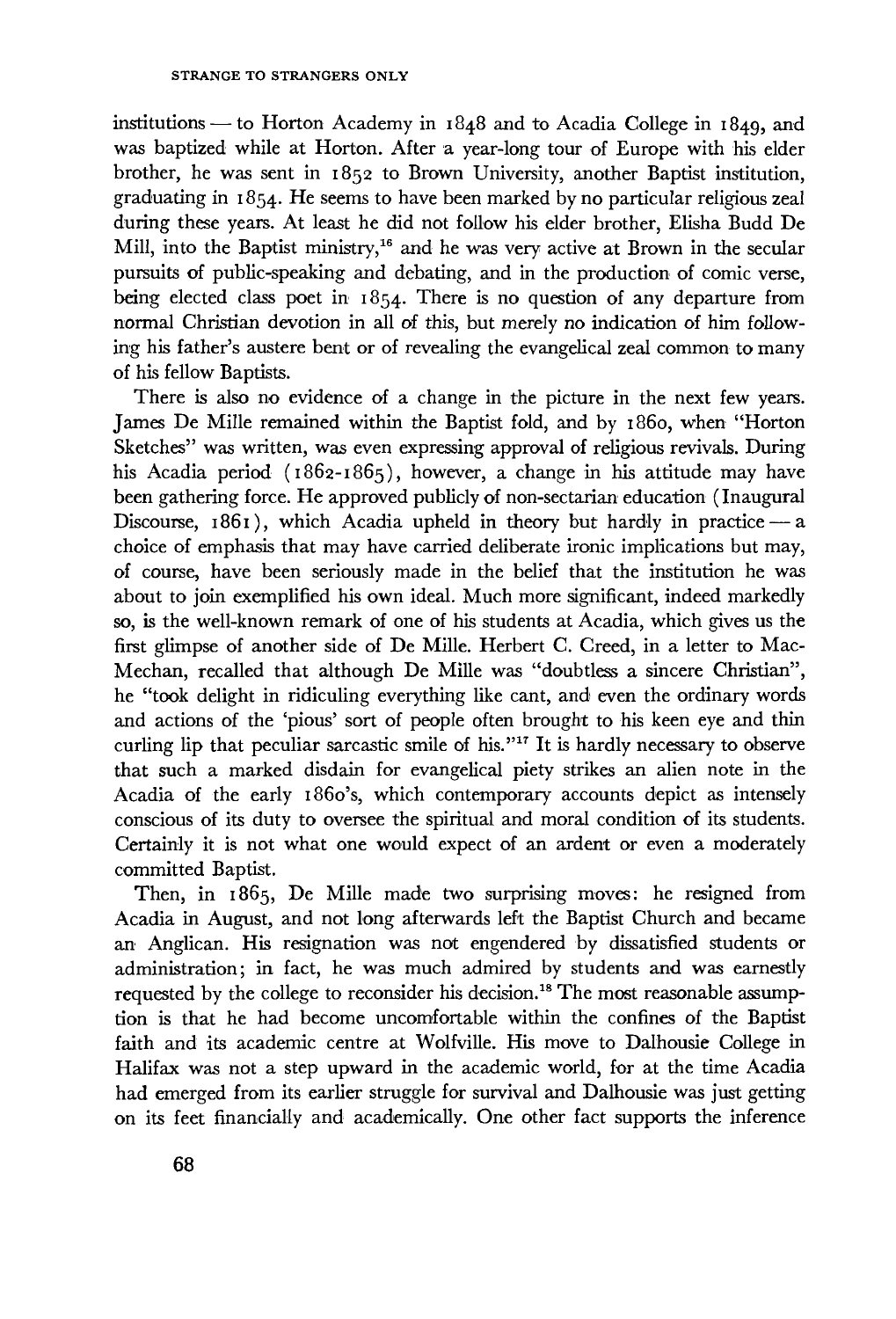institutions — to Horton Academy in 1848 and to Acadia College in 1849, and was baptized while at Horton. After a year-long tour of Europe with his elder brother, he was sent in 1852 to Brown University, another Baptist institution, graduating in 1854. He seems to have been marked by no particular religious zeal during these years. At least he did not follow his elder brother, Elisha Budd De Mill, into the Baptist ministry,[16] and he was very active at Brown in the secular pursuits of public-speaking and debating, and in the production of comic verse, being elected class poet in 1854. There is no question of any departure from normal Christian devotion in all of this, but merely no indication of him following his father's austere bent or of revealing the evangelical zeal common to many of his fellow Baptists.

There is also no evidence of a change in the picture in the next few years. James De Mille remained within the Baptist fold, and by 1860, when "Horton Sketches" was written, was even expressing approval of religious revivals. During his Acadia period (1862-1865), however, a change in his attitude may have been gathering force. He approved publicly of non-sectarian education (Inaugural Discourse, 1861), which Acadia upheld in theory but hardly in practice — a choice of emphasis that may have carried deliberate ironic implications but may, of course, have been seriously made in the belief that the institution he was about to join exemplified his own ideal. Much more significant, indeed markedly so, is the well-known remark of one of his students at Acadia, which gives us the first glimpse of another side of De Mille. Herbert C. Creed, in a letter to MacMechan, recalled that although De Mille was "doubtless a sincere Christian", he "took delight in ridiculing everything like cant, and even the ordinary words and actions of the 'pious' sort of people often brought to his keen eye and thin curling lip that peculiar sarcastic smile of his."[17] It is hardly necessary to observe that such a marked disdain for evangelical piety strikes an alien note in the Acadia of the early 1860's, which contemporary accounts depict as intensely conscious of its duty to oversee the spiritual and moral condition of its students. Certainly it is not what one would expect of an ardent or even a moderately committed Baptist.

Then, in 1865, De Mille made two surprising moves: he resigned from Acadia in August, and not long afterwards left the Baptist Church and became an Anglican. His resignation was not engendered by dissatisfied students or administration; in fact, he was much admired by students and was earnestly requested by the college to reconsider his decision.[18] The most reasonable assumption is that he had become uncomfortable within the confines of the Baptist faith and its academic centre at Wolfville. His move to Dalhousie College in Halifax was not a step upward in the academic world, for at the time Acadia had emerged from its earlier struggle for survival and Dalhousie was just getting on its feet financially and academically. One other fact supports the inference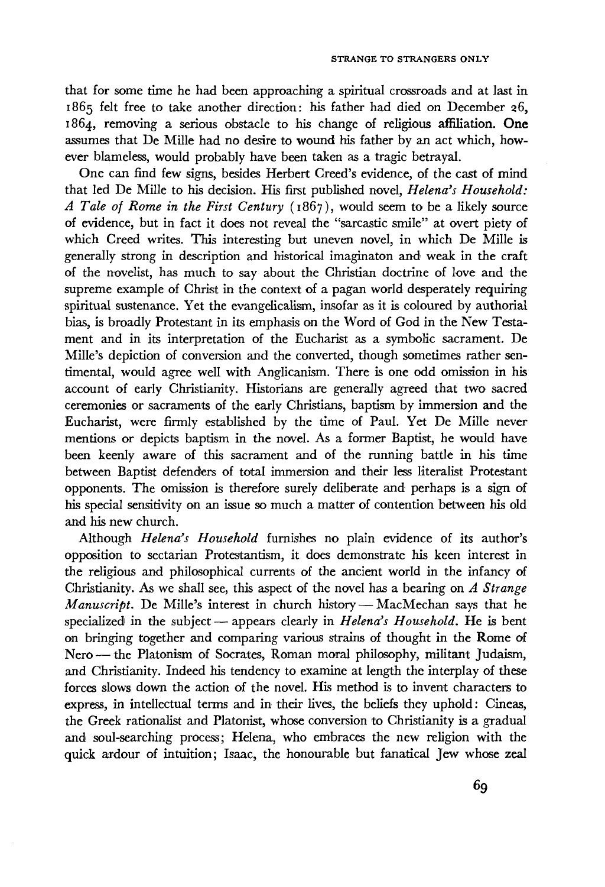that for some time he had been approaching a spiritual crossroads and at last in 1865 felt free to take another direction: his father had died on December 26, 1864, removing a serious obstacle to his change of religious affiliation. One assumes that De Mille had no desire to wound his father by an act which, however blameless, would probably have been taken as a tragic betrayal.

One can find few signs, besides Herbert Creed's evidence, of the cast of mind that led De Mille to his decision. His first published novel, *Helena's Household: A Tale of Rome in the First Century* (1867), would seem to be a likely source of evidence, but in fact it does not reveal the "sarcastic smile" at overt piety of which Creed writes. This interesting but uneven novel, in which De Mille is generally strong in description and historical imaginaton and weak in the craft of the novelist, has much to say about the Christian doctrine of love and the supreme example of Christ in the context of a pagan world desperately requiring spiritual sustenance. Yet the evangelicalism, insofar as it is coloured by authorial bias, is broadly Protestant in its emphasis on the Word of God in the New Testament and in its interpretation of the Eucharist as a symbolic sacrament. De Mille's depiction of conversion and the converted, though sometimes rather sentimental, would agree well with Anglicanism. There is one odd omission in his account of early Christianity. Historians are generally agreed that two sacred ceremonies or sacraments of the early Christians, baptism by immersion and the Eucharist, were firmly established by the time of Paul. Yet De Mille never mentions or depicts baptism in the novel. As a former Baptist, he would have been keenly aware of this sacrament and of the running battle in his time between Baptist defenders of total immersion and their less literalist Protestant opponents. The omission is therefore surely deliberate and perhaps is a sign of his special sensitivity on an issue so much a matter of contention between his old and his new church.

Although *Helena's Household* furnishes no plain evidence of its author's opposition to sectarian Protestantism, it does demonstrate his keen interest in the religious and philosophical currents of the ancient world in the infancy of Christianity. As we shall see, this aspect of the novel has a bearing on *A Strange Manuscript*. De Mille's interest in church history — MacMechan says that he specialized in the subject — appears clearly in *Helena's Household*. He is bent on bringing together and comparing various strains of thought in the Rome of Nero — the Platonism of Socrates, Roman moral philosophy, militant Judaism, and Christianity. Indeed his tendency to examine at length the interplay of these forces slows down the action of the novel. His method is to invent characters to express, in intellectual terms and in their lives, the beliefs they uphold: Cineas, the Greek rationalist and Platonist, whose conversion to Christianity is a gradual and soul-searching process; Helena, who embraces the new religion with the quick ardour of intuition; Isaac, the honourable but fanatical Jew whose zeal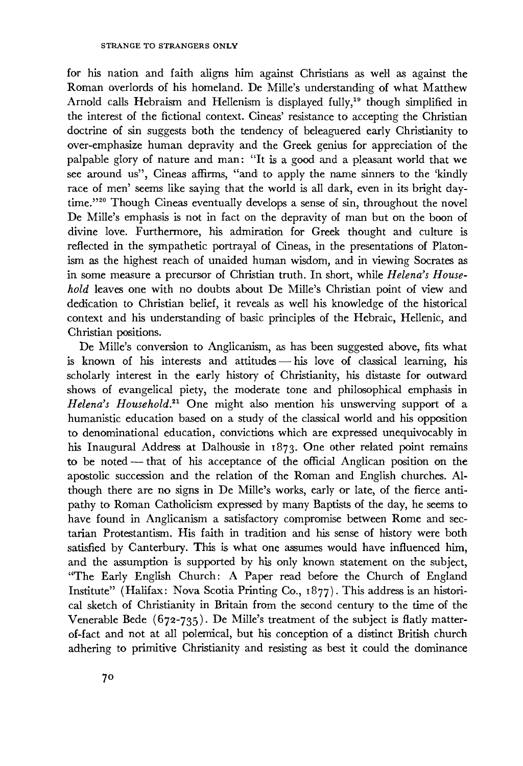for his nation and faith aligns him against Christians as well as against the Roman overlords of his homeland. De Mille's understanding of what Matthew Arnold calls Hebraism and Hellenism is displayed fully,[19] though simplified in the interest of the fictional context. Cineas' resistance to accepting the Christian doctrine of sin suggests both the tendency of beleaguered early Christianity to over-emphasize human depravity and the Greek genius for appreciation of the palpable glory of nature and man: "It is a good and a pleasant world that we see around us", Cineas affirms, "and to apply the name sinners to the 'kindly race of men' seems like saying that the world is all dark, even in its bright daytime."[20] Though Cineas eventually develops a sense of sin, throughout the novel De Mille's emphasis is not in fact on the depravity of man but on the boon of divine love. Furthermore, his admiration for Greek thought and culture is reflected in the sympathetic portrayal of Cineas, in the presentations of Platonism as the highest reach of unaided human wisdom, and in viewing Socrates as in some measure a precursor of Christian truth. In short, while *Helena's Household* leaves one with no doubts about De Mille's Christian point of view and dedication to Christian belief, it reveals as well his knowledge of the historical context and his understanding of basic principles of the Hebraic, Hellenic, and Christian positions.

De Mille's conversion to Anglicanism, as has been suggested above, fits what is known of his interests and attitudes — his love of classical learning, his scholarly interest in the early history of Christianity, his distaste for outward shows of evangelical piety, the moderate tone and philosophical emphasis in *Helena's Household*.[21] One might also mention his unswerving support of a humanistic education based on a study of the classical world and his opposition to denominational education, convictions which are expressed unequivocably in his Inaugural Address at Dalhousie in 1873. One other related point remains to be noted — that of his acceptance of the official Anglican position on the apostolic succession and the relation of the Roman and English churches. Although there are no signs in De Mille's works, early or late, of the fierce antipathy to Roman Catholicism expressed by many Baptists of the day, he seems to have found in Anglicanism a satisfactory compromise between Rome and sectarian Protestantism. His faith in tradition and his sense of history were both satisfied by Canterbury. This is what one assumes would have influenced him, and the assumption is supported by his only known statement on the subject, "The Early English Church: A Paper read before the Church of England Institute" (Halifax: Nova Scotia Printing Co., 1877). This address is an historical sketch of Christianity in Britain from the second century to the time of the Venerable Bede (672-735). De Mille's treatment of the subject is flatly matter-of-fact and not at all polemical, but his conception of a distinct British church adhering to primitive Christianity and resisting as best it could the dominance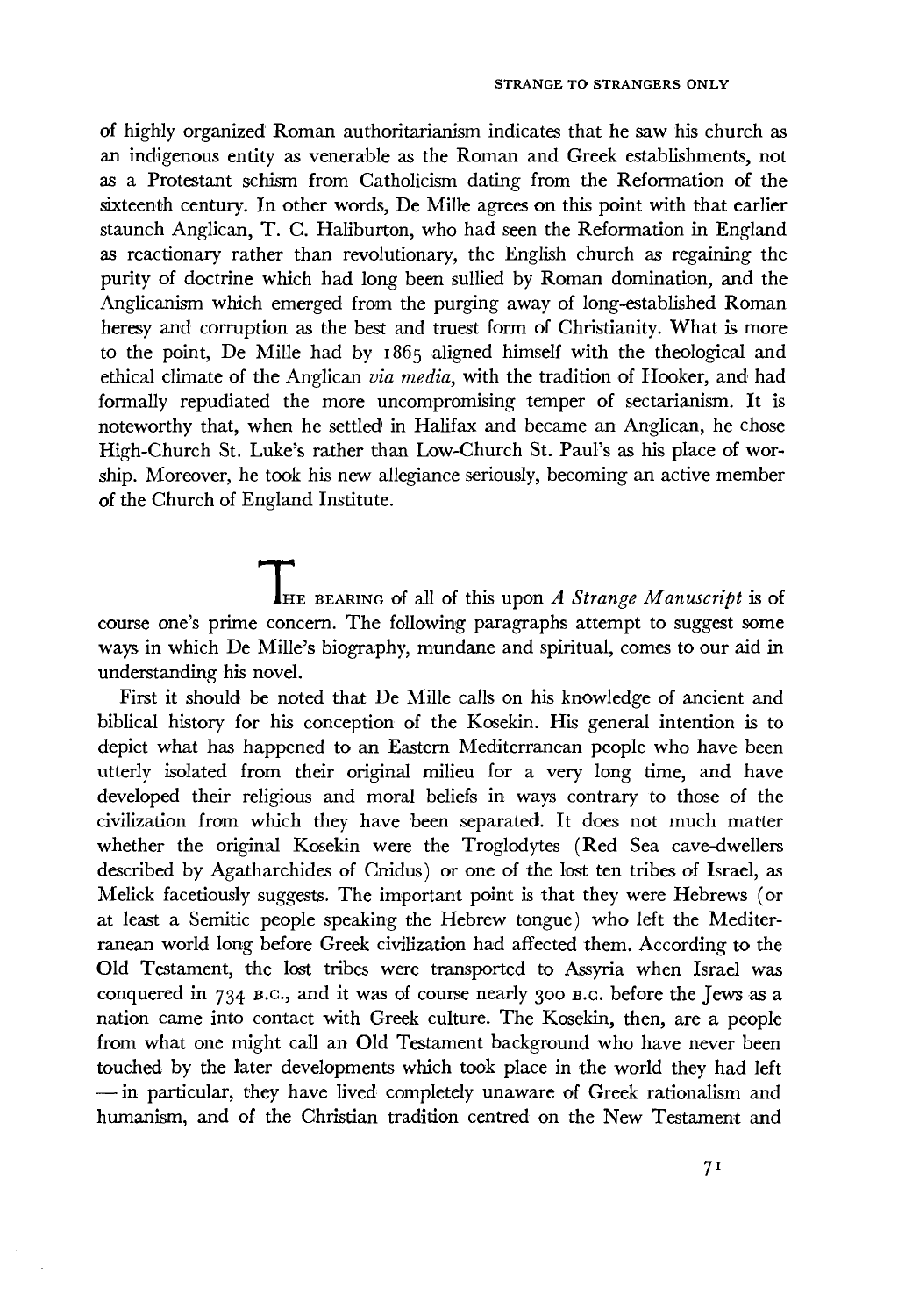of highly organized Roman authoritarianism indicates that he saw his church as an indigenous entity as venerable as the Roman and Greek establishments, not as a Protestant schism from Catholicism dating from the Reformation of the sixteenth century. In other words, De Mille agrees on this point with that earlier staunch Anglican, T. C. Haliburton, who had seen the Reformation in England as reactionary rather than revolutionary, the English church as regaining the purity of doctrine which had long been sullied by Roman domination, and the Anglicanism which emerged from the purging away of long-established Roman heresy and corruption as the best and truest form of Christianity. What is more to the point, De Mille had by 1865 aligned himself with the theological and ethical climate of the Anglican *via media*, with the tradition of Hooker, and had formally repudiated the more uncompromising temper of sectarianism. It is noteworthy that, when he settled in Halifax and became an Anglican, he chose High-Church St. Luke's rather than Low-Church St. Paul's as his place of worship. Moreover, he took his new allegiance seriously, becoming an active member of the Church of England Institute.

THE BEARING of all of this upon *A Strange Manuscript* is of course one's prime concern. The following paragraphs attempt to suggest some ways in which De Mille's biography, mundane and spiritual, comes to our aid in understanding his novel.

First it should be noted that De Mille calls on his knowledge of ancient and biblical history for his conception of the Kosekin. His general intention is to depict what has happened to an Eastern Mediterranean people who have been utterly isolated from their original milieu for a very long time, and have developed their religious and moral beliefs in ways contrary to those of the civilization from which they have been separated. It does not much matter whether the original Kosekin were the Troglodytes (Red Sea cave-dwellers described by Agatharchides of Cnidus) or one of the lost ten tribes of Israel, as Melick facetiously suggests. The important point is that they were Hebrews (or at least a Semitic people speaking the Hebrew tongue) who left the Mediterranean world long before Greek civilization had affected them. According to the Old Testament, the lost tribes were transported to Assyria when Israel was conquered in 734 B.C., and it was of course nearly 300 B.C. before the Jews as a nation came into contact with Greek culture. The Kosekin, then, are a people from what one might call an Old Testament background who have never been touched by the later developments which took place in the world they had left — in particular, they have lived completely unaware of Greek rationalism and humanism, and of the Christian tradition centred on the New Testament and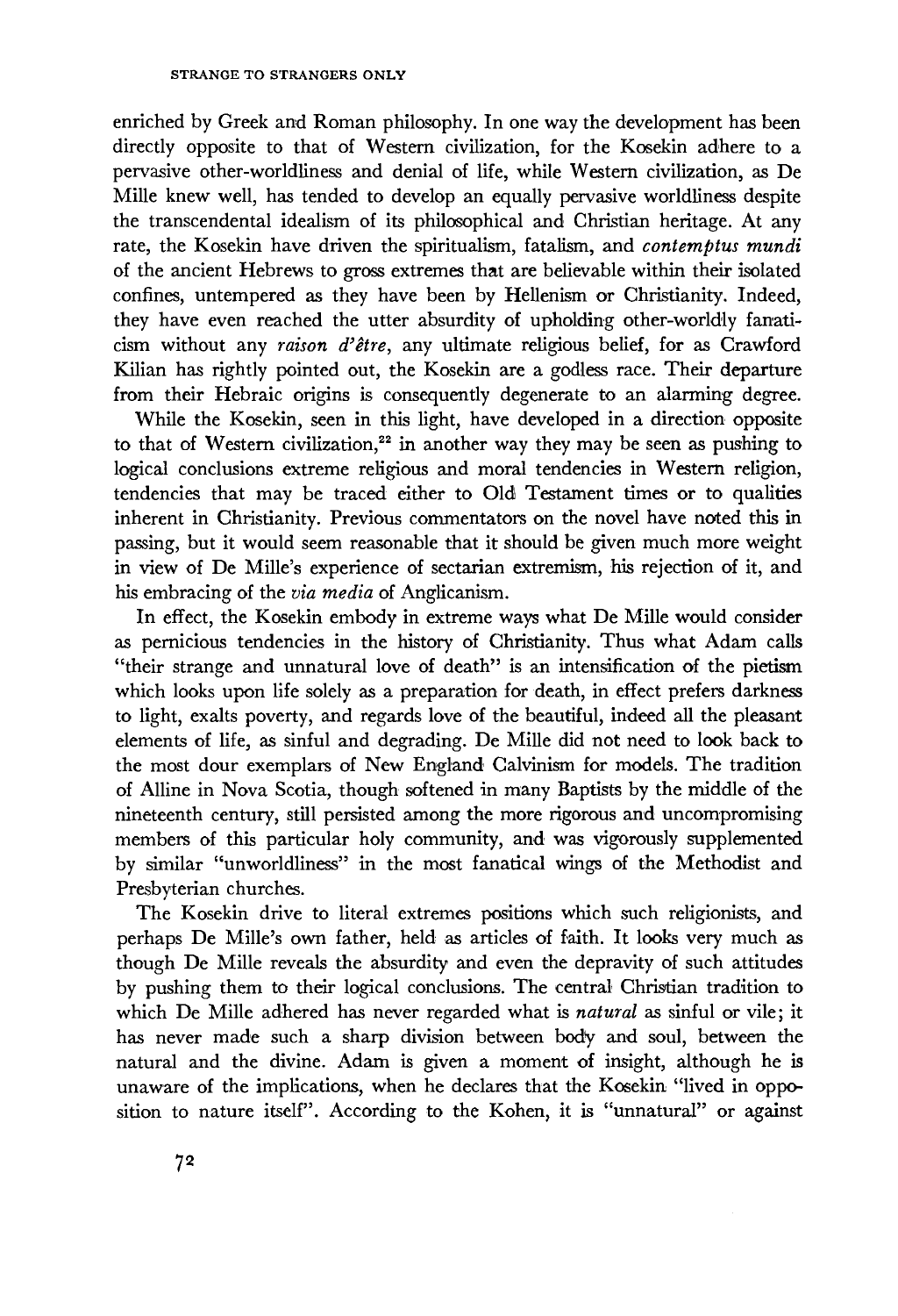enriched by Greek and Roman philosophy. In one way the development has been directly opposite to that of Western civilization, for the Kosekin adhere to a pervasive other-worldliness and denial of life, while Western civilization, as De Mille knew well, has tended to develop an equally pervasive worldliness despite the transcendental idealism of its philosophical and Christian heritage. At any rate, the Kosekin have driven the spiritualism, fatalism, and *contemptus mundi* of the ancient Hebrews to gross extremes that are believable within their isolated confines, untempered as they have been by Hellenism or Christianity. Indeed, they have even reached the utter absurdity of upholding other-worldly fanaticism without any *raison d'être*, any ultimate religious belief, for as Crawford Kilian has rightly pointed out, the Kosekin are a godless race. Their departure from their Hebraic origins is consequently degenerate to an alarming degree.

While the Kosekin, seen in this light, have developed in a direction opposite to that of Western civilization,[22] in another way they may be seen as pushing to logical conclusions extreme religious and moral tendencies in Western religion, tendencies that may be traced either to Old Testament times or to qualities inherent in Christianity. Previous commentators on the novel have noted this in passing, but it would seem reasonable that it should be given much more weight in view of De Mille's experience of sectarian extremism, his rejection of it, and his embracing of the *via media* of Anglicanism.

In effect, the Kosekin embody in extreme ways what De Mille would consider as pernicious tendencies in the history of Christianity. Thus what Adam calls "their strange and unnatural love of death" is an intensification of the pietism which looks upon life solely as a preparation for death, in effect prefers darkness to light, exalts poverty, and regards love of the beautiful, indeed all the pleasant elements of life, as sinful and degrading. De Mille did not need to look back to the most dour exemplars of New England Calvinism for models. The tradition of Alline in Nova Scotia, though softened in many Baptists by the middle of the nineteenth century, still persisted among the more rigorous and uncompromising members of this particular holy community, and was vigorously supplemented by similar "unworldliness" in the most fanatical wings of the Methodist and Presbyterian churches.

The Kosekin drive to literal extremes positions which such religionists, and perhaps De Mille's own father, held as articles of faith. It looks very much as though De Mille reveals the absurdity and even the depravity of such attitudes by pushing them to their logical conclusions. The central Christian tradition to which De Mille adhered has never regarded what is *natural* as sinful or vile; it has never made such a sharp division between body and soul, between the natural and the divine. Adam is given a moment of insight, although he is unaware of the implications, when he declares that the Kosekin "lived in opposition to nature itself". According to the Kohen, it is "unnatural" or against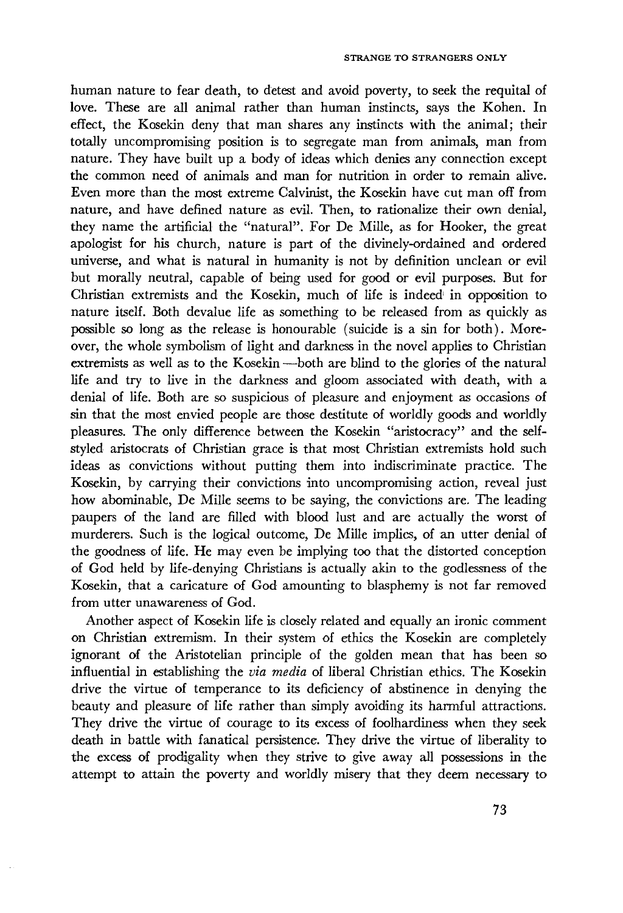human nature to fear death, to detest and avoid poverty, to seek the requital of love. These are all animal rather than human instincts, says the Kohen. In effect, the Kosekin deny that man shares any instincts with the animal; their totally uncompromising position is to segregate man from animals, man from nature. They have built up a body of ideas which denies any connection except the common need of animals and man for nutrition in order to remain alive. Even more than the most extreme Calvinist, the Kosekin have cut man off from nature, and have defined nature as evil. Then, to rationalize their own denial, they name the artificial the "natural". For De Mille, as for Hooker, the great apologist for his church, nature is part of the divinely-ordained and ordered universe, and what is natural in humanity is not by definition unclean or evil but morally neutral, capable of being used for good or evil purposes. But for Christian extremists and the Kosekin, much of life is indeed in opposition to nature itself. Both devalue life as something to be released from as quickly as possible so long as the release is honourable (suicide is a sin for both). Moreover, the whole symbolism of light and darkness in the novel applies to Christian extremists as well as to the Kosekin —both are blind to the glories of the natural life and try to live in the darkness and gloom associated with death, with a denial of life. Both are so suspicious of pleasure and enjoyment as occasions of sin that the most envied people are those destitute of worldly goods and worldly pleasures. The only difference between the Kosekin "aristocracy" and the self-styled aristocrats of Christian grace is that most Christian extremists hold such ideas as convictions without putting them into indiscriminate practice. The Kosekin, by carrying their convictions into uncompromising action, reveal just how abominable, De Mille seems to be saying, the convictions are. The leading paupers of the land are filled with blood lust and are actually the worst of murderers. Such is the logical outcome, De Mille implies, of an utter denial of the goodness of life. He may even be implying too that the distorted conception of God held by life-denying Christians is actually akin to the godlessness of the Kosekin, that a caricature of God amounting to blasphemy is not far removed from utter unawareness of God.

Another aspect of Kosekin life is closely related and equally an ironic comment on Christian extremism. In their system of ethics the Kosekin are completely ignorant of the Aristotelian principle of the golden mean that has been so influential in establishing the *via media* of liberal Christian ethics. The Kosekin drive the virtue of temperance to its deficiency of abstinence in denying the beauty and pleasure of life rather than simply avoiding its harmful attractions. They drive the virtue of courage to its excess of foolhardiness when they seek death in battle with fanatical persistence. They drive the virtue of liberality to the excess of prodigality when they strive to give away all possessions in the attempt to attain the poverty and worldly misery that they deem necessary to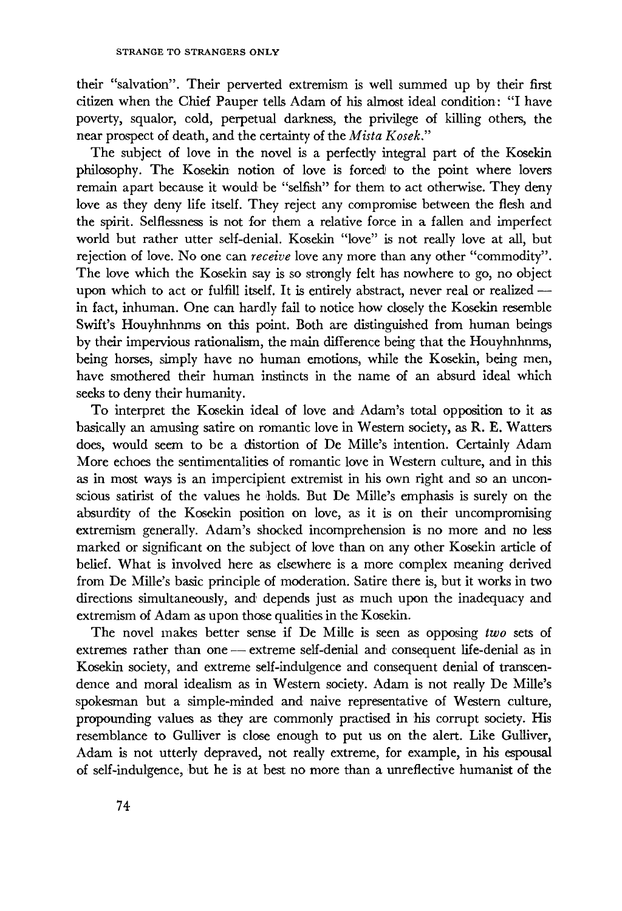their "salvation". Their perverted extremism is well summed up by their first citizen when the Chief Pauper tells Adam of his almost ideal condition: "I have poverty, squalor, cold, perpetual darkness, the privilege of killing others, the near prospect of death, and the certainty of the *Mista Kosek*."

The subject of love in the novel is a perfectly integral part of the Kosekin philosophy. The Kosekin notion of love is forced to the point where lovers remain apart because it would be "selfish" for them to act otherwise. They deny love as they deny life itself. They reject any compromise between the flesh and the spirit. Selflessness is not for them a relative force in a fallen and imperfect world but rather utter self-denial. Kosekin "love" is not really love at all, but rejection of love. No one can *receive* love any more than any other "commodity". The love which the Kosekin say is so strongly felt has nowhere to go, no object upon which to act or fulfill itself. It is entirely abstract, never real or realized — in fact, inhuman. One can hardly fail to notice how closely the Kosekin resemble Swift's Houyhnhnms on this point. Both are distinguished from human beings by their impervious rationalism, the main difference being that the Houyhnhnms, being horses, simply have no human emotions, while the Kosekin, being men, have smothered their human instincts in the name of an absurd ideal which seeks to deny their humanity.

To interpret the Kosekin ideal of love and Adam's total opposition to it as basically an amusing satire on romantic love in Western society, as R. E. Watters does, would seem to be a distortion of De Mille's intention. Certainly Adam More echoes the sentimentalities of romantic love in Western culture, and in this as in most ways is an impercipient extremist in his own right and so an unconscious satirist of the values he holds. But De Mille's emphasis is surely on the absurdity of the Kosekin position on love, as it is on their uncompromising extremism generally. Adam's shocked incomprehension is no more and no less marked or significant on the subject of love than on any other Kosekin article of belief. What is involved here as elsewhere is a more complex meaning derived from De Mille's basic principle of moderation. Satire there is, but it works in two directions simultaneously, and depends just as much upon the inadequacy and extremism of Adam as upon those qualities in the Kosekin.

The novel makes better sense if De Mille is seen as opposing *two* sets of extremes rather than one — extreme self-denial and consequent life-denial as in Kosekin society, and extreme self-indulgence and consequent denial of transcendence and moral idealism as in Western society. Adam is not really De Mille's spokesman but a simple-minded and naive representative of Western culture, propounding values as they are commonly practised in his corrupt society. His resemblance to Gulliver is close enough to put us on the alert. Like Gulliver, Adam is not utterly depraved, not really extreme, for example, in his espousal of self-indulgence, but he is at best no more than a unreflective humanist of the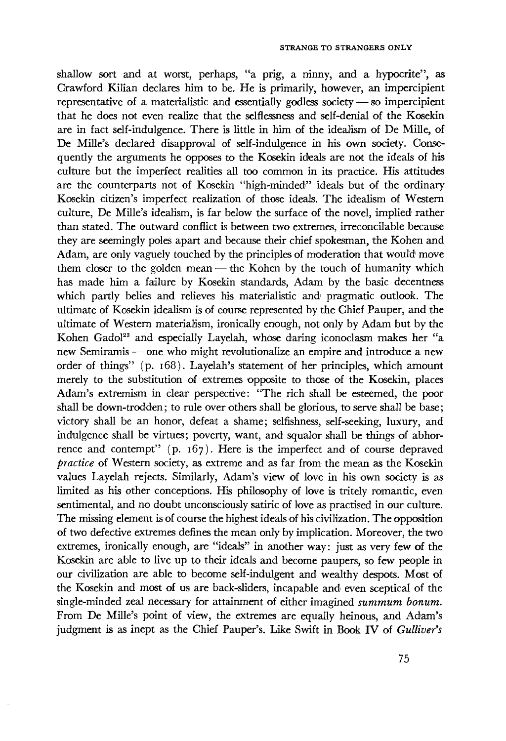shallow sort and at worst, perhaps, "a prig, a ninny, and a hypocrite", as Crawford Kilian declares him to be. He is primarily, however, an impercipient representative of a materialistic and essentially godless society — so impercipient that he does not even realize that the selflessness and self-denial of the Kosekin are in fact self-indulgence. There is little in him of the idealism of De Mille, of De Mille's declared disapproval of self-indulgence in his own society. Consequently the arguments he opposes to the Kosekin ideals are not the ideals of his culture but the imperfect realities all too common in its practice. His attitudes are the counterparts not of Kosekin "high-minded" ideals but of the ordinary Kosekin citizen's imperfect realization of those ideals. The idealism of Western culture, De Mille's idealism, is far below the surface of the novel, implied rather than stated. The outward conflict is between two extremes, irreconcilable because they are seemingly poles apart and because their chief spokesman, the Kohen and Adam, are only vaguely touched by the principles of moderation that would move them closer to the golden mean — the Kohen by the touch of humanity which has made him a failure by Kosekin standards, Adam by the basic decentness which partly belies and relieves his materialistic and pragmatic outlook. The ultimate of Kosekin idealism is of course represented by the Chief Pauper, and the ultimate of Western materialism, ironically enough, not only by Adam but by the Kohen Gadol[23] and especially Layelah, whose daring iconoclasm makes her "a new Semiramis — one who might revolutionalize an empire and introduce a new order of things" (p. 168). Layelah's statement of her principles, which amount merely to the substitution of extremes opposite to those of the Kosekin, places Adam's extremism in clear perspective: "The rich shall be esteemed, the poor shall be down-trodden; to rule over others shall be glorious, to serve shall be base; victory shall be an honor, defeat a shame; selfishness, self-seeking, luxury, and indulgence shall be virtues; poverty, want, and squalor shall be things of abhorrence and contempt" (p. 167). Here is the imperfect and of course depraved *practice* of Western society, as extreme and as far from the mean as the Kosekin values Layelah rejects. Similarly, Adam's view of love in his own society is as limited as his other conceptions. His philosophy of love is tritely romantic, even sentimental, and no doubt unconsciously satiric of love as practised in our culture. The missing element is of course the highest ideals of his civilization. The opposition of two defective extremes defines the mean only by implication. Moreover, the two extremes, ironically enough, are "ideals" in another way: just as very few of the Kosekin are able to live up to their ideals and become paupers, so few people in our civilization are able to become self-indulgent and wealthy despots. Most of the Kosekin and most of us are back-sliders, incapable and even sceptical of the single-minded zeal necessary for attainment of either imagined *summum bonum*. From De Mille's point of view, the extremes are equally heinous, and Adam's judgment is as inept as the Chief Pauper's. Like Swift in Book IV of *Gulliver's*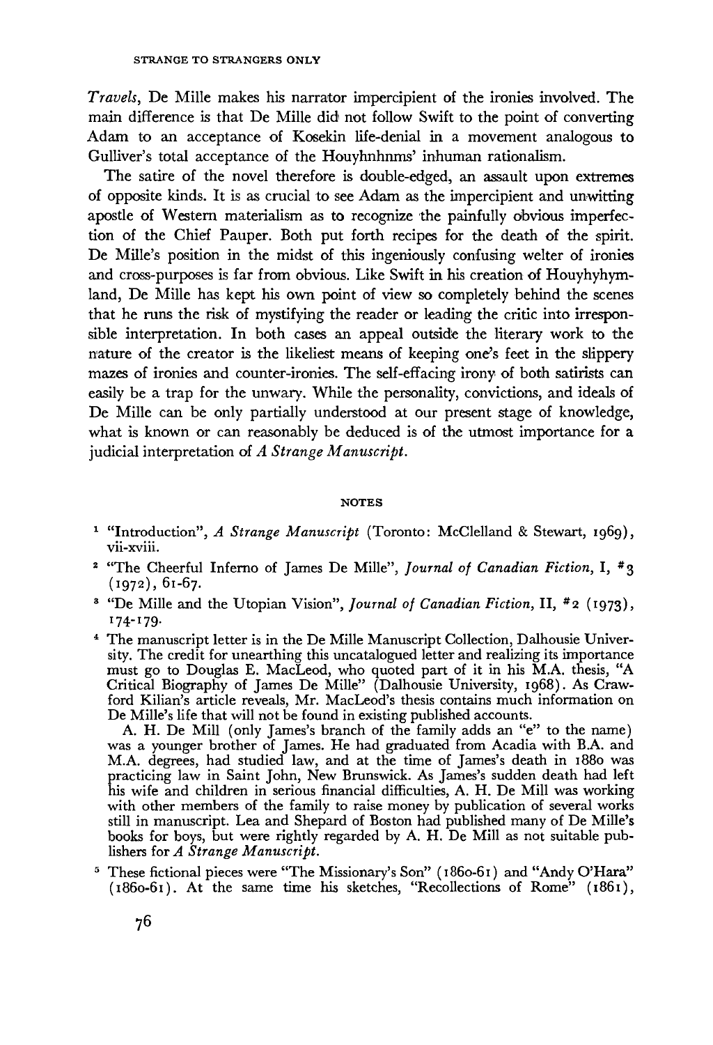*Travels*, De Mille makes his narrator impercipient of the ironies involved. The main difference is that De Mille did not follow Swift to the point of converting Adam to an acceptance of Kosekin life-denial in a movement analogous to Gulliver's total acceptance of the Houyhnhnms' inhuman rationalism.

The satire of the novel therefore is double-edged, an assault upon extremes of opposite kinds. It is as crucial to see Adam as the impercipient and unwitting apostle of Western materialism as to recognize the painfully obvious imperfection of the Chief Pauper. Both put forth recipes for the death of the spirit. De Mille's position in the midst of this ingeniously confusing welter of ironies and cross-purposes is far from obvious. Like Swift in his creation of Houyhyhymland, De Mille has kept his own point of view so completely behind the scenes that he runs the risk of mystifying the reader or leading the critic into irresponsible interpretation. In both cases an appeal outside the literary work to the nature of the creator is the likeliest means of keeping one's feet in the slippery mazes of ironies and counter-ironies. The self-effacing irony of both satirists can easily be a trap for the unwary. While the personality, convictions, and ideals of De Mille can be only partially understood at our present stage of knowledge, what is known or can reasonably be deduced is of the utmost importance for a judicial interpretation of *A Strange Manuscript*.

## NOTES

[1] "Introduction", *A Strange Manuscript* (Toronto: McClelland & Stewart, 1969), vii-xviii.

[2] "The Cheerful Inferno of James De Mille", *Journal of Canadian Fiction*, I, #3 (1972), 61-67.

[3] "De Mille and the Utopian Vision", *Journal of Canadian Fiction*, II, #2 (1973), 174-179.

[4] The manuscript letter is in the De Mille Manuscript Collection, Dalhousie University. The credit for unearthing this uncatalogued letter and realizing its importance must go to Douglas E. MacLeod, who quoted part of it in his M.A. thesis, "A Critical Biography of James De Mille" (Dalhousie University, 1968). As Crawford Kilian's article reveals, Mr. MacLeod's thesis contains much information on De Mille's life that will not be found in existing published accounts.

A. H. De Mill (only James's branch of the family adds an "e" to the name) was a younger brother of James. He had graduated from Acadia with B.A. and M.A. degrees, had studied law, and at the time of James's death in 1880 was practicing law in Saint John, New Brunswick. As James's sudden death had left his wife and children in serious financial difficulties, A. H. De Mill was working with other members of the family to raise money by publication of several works still in manuscript. Lea and Shepard of Boston had published many of De Mille's books for boys, but were rightly regarded by A. H. De Mill as not suitable publishers for *A Strange Manuscript*.

[5] These fictional pieces were "The Missionary's Son" (1860-61) and "Andy O'Hara" (1860-61). At the same time his sketches, "Recollections of Rome" (1861),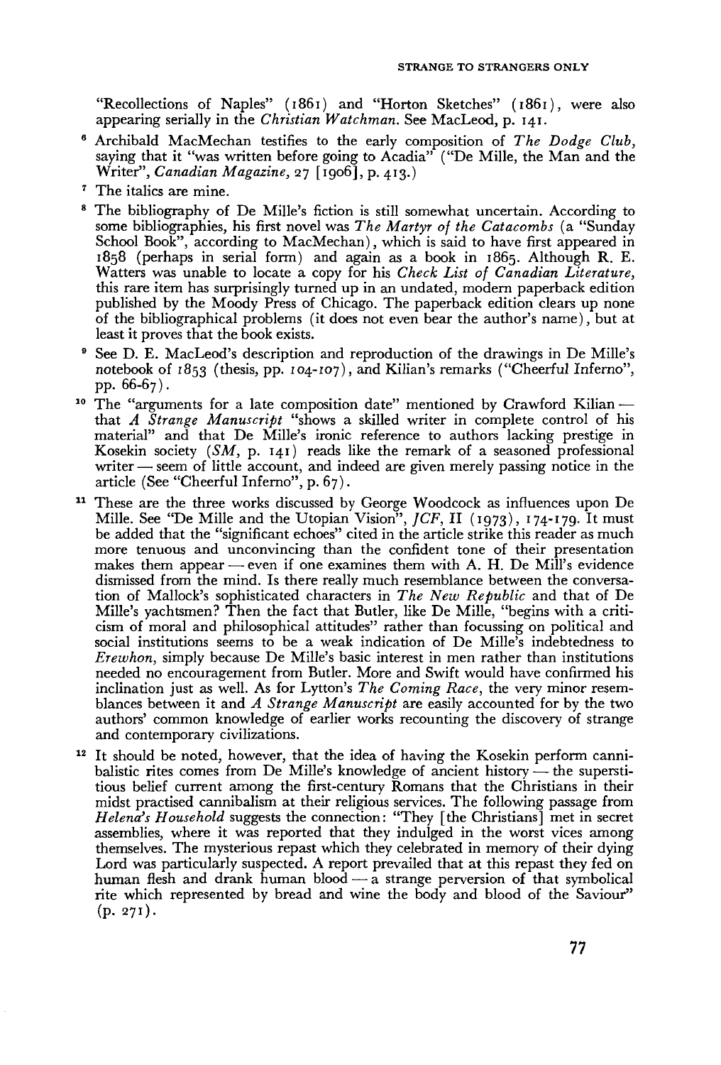"Recollections of Naples" (1861) and "Horton Sketches" (1861), were also appearing serially in the *Christian Watchman*. See MacLeod, p. 141.

[6] Archibald MacMechan testifies to the early composition of *The Dodge Club*, saying that it "was written before going to Acadia" ("De Mille, the Man and the Writer", *Canadian Magazine*, 27 [1906], p. 413.)

[7] The italics are mine.

[8] The bibliography of De Mille's fiction is still somewhat uncertain. According to some bibliographies, his first novel was *The Martyr of the Catacombs* (a "Sunday School Book", according to MacMechan), which is said to have first appeared in 1858 (perhaps in serial form) and again as a book in 1865. Although R. E. Watters was unable to locate a copy for his *Check List of Canadian Literature*, this rare item has surprisingly turned up in an undated, modern paperback edition published by the Moody Press of Chicago. The paperback edition clears up none of the bibliographical problems (it does not even bear the author's name), but at least it proves that the book exists.

[9] See D. E. MacLeod's description and reproduction of the drawings in De Mille's notebook of 1853 (thesis, pp. 104-107), and Kilian's remarks ("Cheerful Inferno", pp. 66-67).

[10] The "arguments for a late composition date" mentioned by Crawford Kilian — that *A Strange Manuscript* "shows a skilled writer in complete control of his material" and that De Mille's ironic reference to authors lacking prestige in Kosekin society (*SM*, p. 141) reads like the remark of a seasoned professional writer — seem of little account, and indeed are given merely passing notice in the article (See "Cheerful Inferno", p. 67).

[11] These are the three works discussed by George Woodcock as influences upon De Mille. See "De Mille and the Utopian Vision", *JCF*, II (1973), 174-179. It must be added that the "significant echoes" cited in the article strike this reader as much more tenuous and unconvincing than the confident tone of their presentation makes them appear — even if one examines them with A. H. De Mill's evidence dismissed from the mind. Is there really much resemblance between the conversation of Mallock's sophisticated characters in *The New Republic* and that of De Mille's yachtsmen? Then the fact that Butler, like De Mille, "begins with a criticism of moral and philosophical attitudes" rather than focussing on political and social institutions seems to be a weak indication of De Mille's indebtedness to *Erewhon*, simply because De Mille's basic interest in men rather than institutions needed no encouragement from Butler. More and Swift would have confirmed his inclination just as well. As for Lytton's *The Coming Race*, the very minor resemblances between it and *A Strange Manuscript* are easily accounted for by the two authors' common knowledge of earlier works recounting the discovery of strange and contemporary civilizations.

[12] It should be noted, however, that the idea of having the Kosekin perform cannibalistic rites comes from De Mille's knowledge of ancient history — the superstitious belief current among the first-century Romans that the Christians in their midst practised cannibalism at their religious services. The following passage from *Helena's Household* suggests the connection: "They [the Christians] met in secret assemblies, where it was reported that they indulged in the worst vices among themselves. The mysterious repast which they celebrated in memory of their dying Lord was particularly suspected. A report prevailed that at this repast they fed on human flesh and drank human blood — a strange perversion of that symbolical rite which represented by bread and wine the body and blood of the Saviour" (p. 271).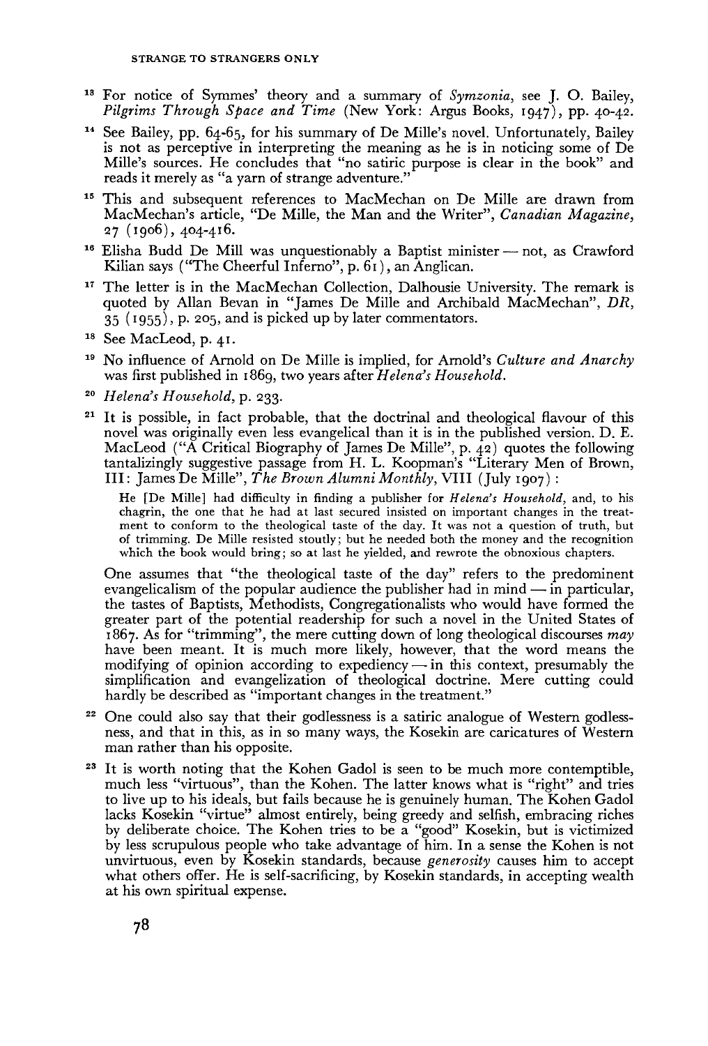[13] For notice of Symmes' theory and a summary of *Symzonia*, see J. O. Bailey, *Pilgrims Through Space and Time* (New York: Argus Books, 1947), pp. 40-42.

[14] See Bailey, pp. 64-65, for his summary of De Mille's novel. Unfortunately, Bailey is not as perceptive in interpreting the meaning as he is in noticing some of De Mille's sources. He concludes that "no satiric purpose is clear in the book" and reads it merely as "a yarn of strange adventure."

[15] This and subsequent references to MacMechan on De Mille are drawn from MacMechan's article, "De Mille, the Man and the Writer", *Canadian Magazine*, 27 (1906), 404-416.

[16] Elisha Budd De Mill was unquestionably a Baptist minister — not, as Crawford Kilian says ("The Cheerful Inferno", p. 61), an Anglican.

[17] The letter is in the MacMechan Collection, Dalhousie University. The remark is quoted by Allan Bevan in "James De Mille and Archibald MacMechan", *DR*, 35 (1955), p. 205, and is picked up by later commentators.

[18] See MacLeod, p. 41.

[19] No influence of Arnold on De Mille is implied, for Arnold's *Culture and Anarchy* was first published in 1869, two years after *Helena's Household*.

[20] *Helena's Household*, p. 233.

[21] It is possible, in fact probable, that the doctrinal and theological flavour of this novel was originally even less evangelical than it is in the published version. D. E. MacLeod ("A Critical Biography of James De Mille", p. 42) quotes the following tantalizingly suggestive passage from H. L. Koopman's "Literary Men of Brown, III: James De Mille", *The Brown Alumni Monthly*, VIII (July 1907):

> He [De Mille] had difficulty in finding a publisher for *Helena's Household*, and, to his chagrin, the one that he had at last secured insisted on important changes in the treatment to conform to the theological taste of the day. It was not a question of truth, but of trimming. De Mille resisted stoutly; but he needed both the money and the recognition which the book would bring; so at last he yielded, and rewrote the obnoxious chapters.

One assumes that "the theological taste of the day" refers to the predominent evangelicalism of the popular audience the publisher had in mind — in particular, the tastes of Baptists, Methodists, Congregationalists who would have formed the greater part of the potential readership for such a novel in the United States of 1867. As for "trimming", the mere cutting down of long theological discourses *may* have been meant. It is much more likely, however, that the word means the modifying of opinion according to expediency — in this context, presumably the simplification and evangelization of theological doctrine. Mere cutting could hardly be described as "important changes in the treatment."

[22] One could also say that their godlessness is a satiric analogue of Western godlessness, and that in this, as in so many ways, the Kosekin are caricatures of Western man rather than his opposite.

[23] It is worth noting that the Kohen Gadol is seen to be much more contemptible, much less "virtuous", than the Kohen. The latter knows what is "right" and tries to live up to his ideals, but fails because he is genuinely human. The Kohen Gadol lacks Kosekin "virtue" almost entirely, being greedy and selfish, embracing riches by deliberate choice. The Kohen tries to be a "good" Kosekin, but is victimized by less scrupulous people who take advantage of him. In a sense the Kohen is not unvirtuous, even by Kosekin standards, because *generosity* causes him to accept what others offer. He is self-sacrificing, by Kosekin standards, in accepting wealth at his own spiritual expense.